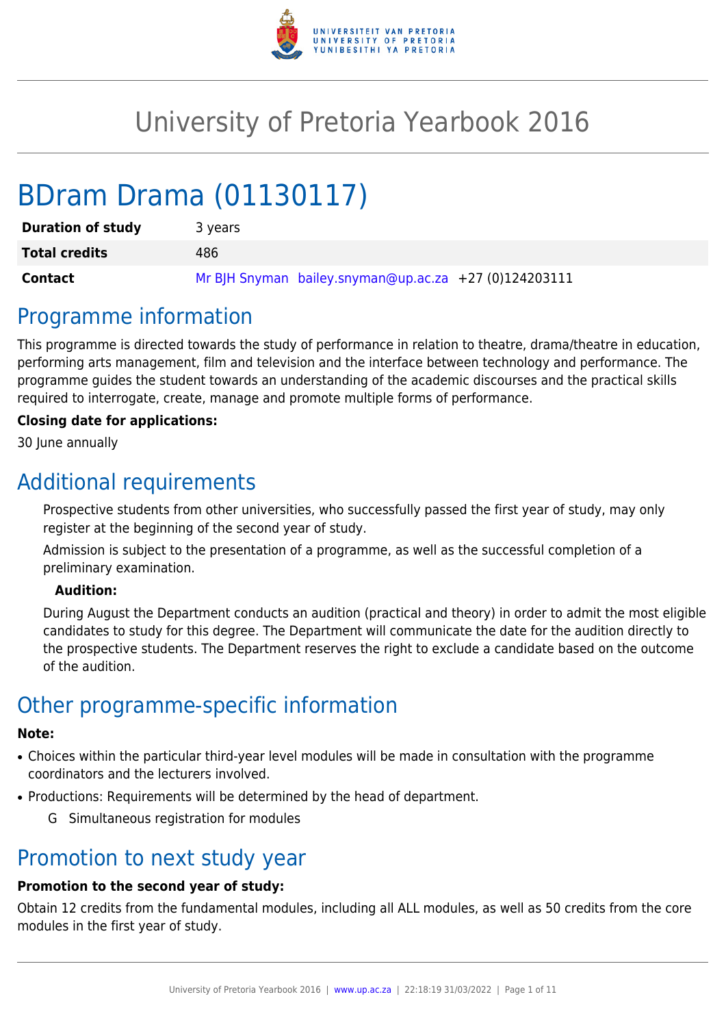# University of Pretoria Yearbook 2016

# BDram Drama (01130117)

| **Duration of study** | 3 years |
|---|---|
| **Total credits** | 486 |
| **Contact** | Mr BJH Snyman bailey.snyman@up.ac.za +27 (0)124203111 |

## Programme information

This programme is directed towards the study of performance in relation to theatre, drama/theatre in education, performing arts management, film and television and the interface between technology and performance. The programme guides the student towards an understanding of the academic discourses and the practical skills required to interrogate, create, manage and promote multiple forms of performance.

**Closing date for applications:**

30 June annually

## Additional requirements

Prospective students from other universities, who successfully passed the first year of study, may only register at the beginning of the second year of study.

Admission is subject to the presentation of a programme, as well as the successful completion of a preliminary examination.

**Audition:**

During August the Department conducts an audition (practical and theory) in order to admit the most eligible candidates to study for this degree. The Department will communicate the date for the audition directly to the prospective students. The Department reserves the right to exclude a candidate based on the outcome of the audition.

## Other programme-specific information

**Note:**

- Choices within the particular third-year level modules will be made in consultation with the programme coordinators and the lecturers involved.
- Productions: Requirements will be determined by the head of department.
  - G Simultaneous registration for modules

## Promotion to next study year

**Promotion to the second year of study:**

Obtain 12 credits from the fundamental modules, including all ALL modules, as well as 50 credits from the core modules in the first year of study.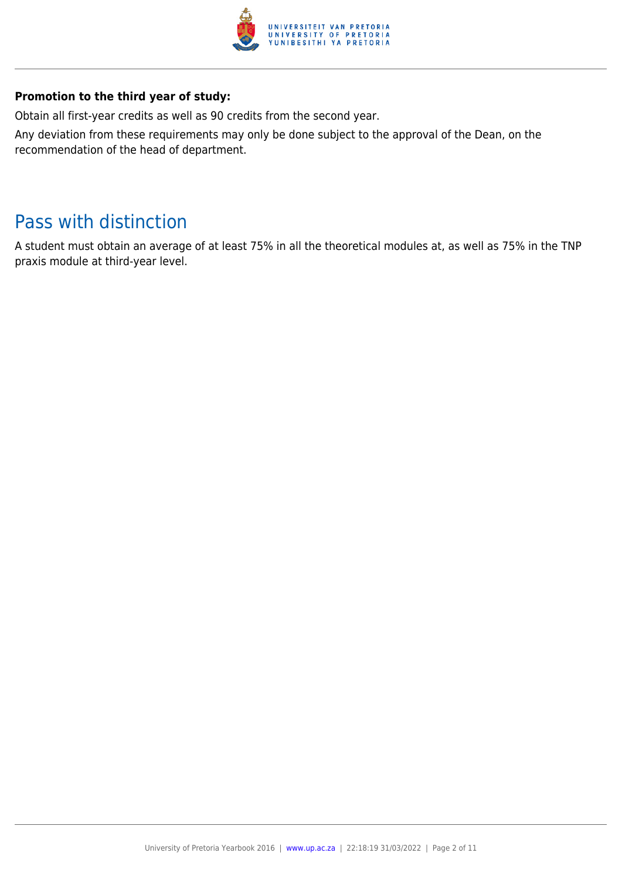**Promotion to the third year of study:**

Obtain all first-year credits as well as 90 credits from the second year.

Any deviation from these requirements may only be done subject to the approval of the Dean, on the recommendation of the head of department.

## Pass with distinction

A student must obtain an average of at least 75% in all the theoretical modules at, as well as 75% in the TNP praxis module at third-year level.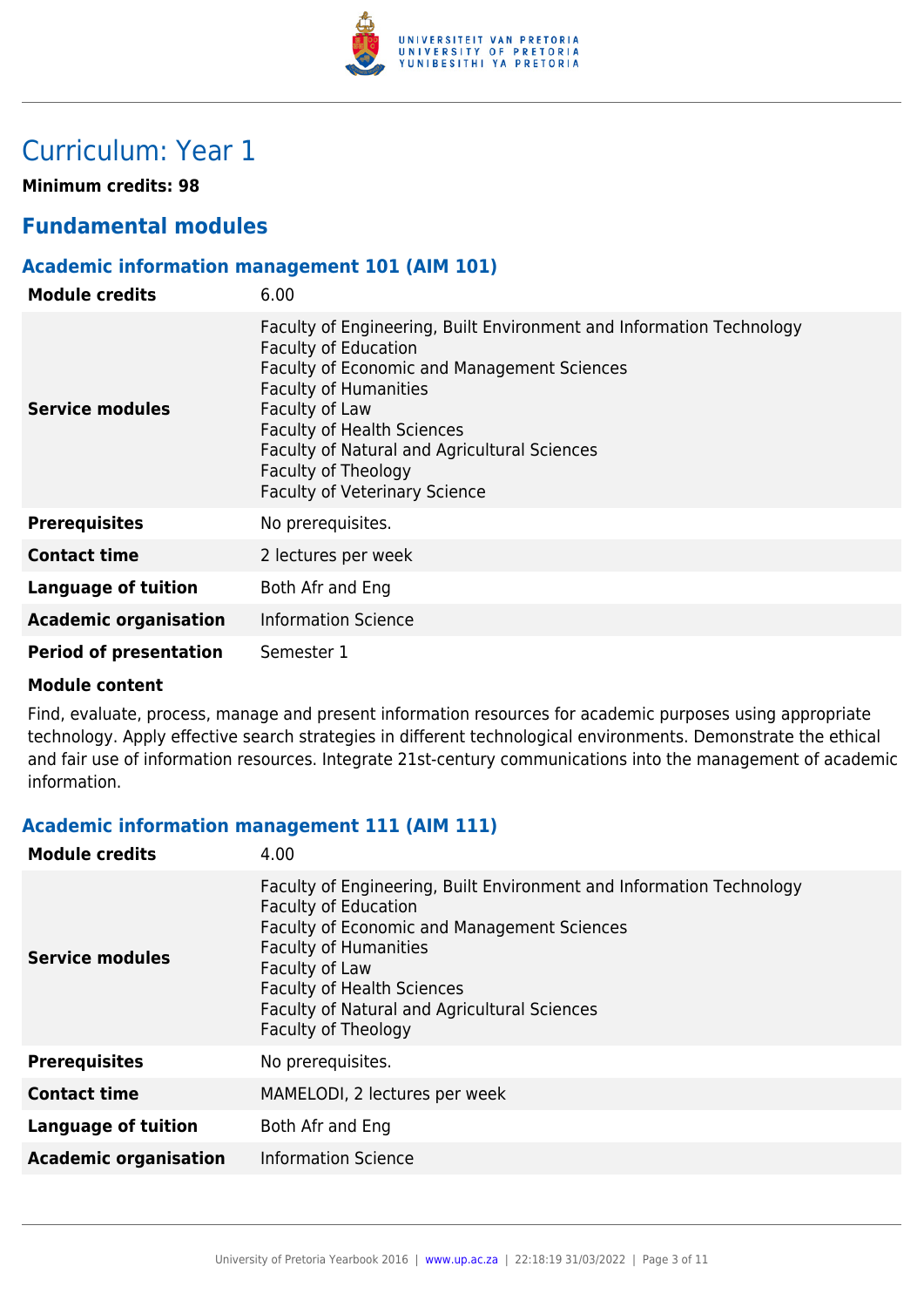# Curriculum: Year 1

**Minimum credits: 98**

## Fundamental modules

### Academic information management 101 (AIM 101)

| | |
|---|---|
| **Module credits** | 6.00 |
| **Service modules** | Faculty of Engineering, Built Environment and Information Technology<br>Faculty of Education<br>Faculty of Economic and Management Sciences<br>Faculty of Humanities<br>Faculty of Law<br>Faculty of Health Sciences<br>Faculty of Natural and Agricultural Sciences<br>Faculty of Theology<br>Faculty of Veterinary Science |
| **Prerequisites** | No prerequisites. |
| **Contact time** | 2 lectures per week |
| **Language of tuition** | Both Afr and Eng |
| **Academic organisation** | Information Science |
| **Period of presentation** | Semester 1 |

**Module content**

Find, evaluate, process, manage and present information resources for academic purposes using appropriate technology. Apply effective search strategies in different technological environments. Demonstrate the ethical and fair use of information resources. Integrate 21st-century communications into the management of academic information.

### Academic information management 111 (AIM 111)

| | |
|---|---|
| **Module credits** | 4.00 |
| **Service modules** | Faculty of Engineering, Built Environment and Information Technology<br>Faculty of Education<br>Faculty of Economic and Management Sciences<br>Faculty of Humanities<br>Faculty of Law<br>Faculty of Health Sciences<br>Faculty of Natural and Agricultural Sciences<br>Faculty of Theology |
| **Prerequisites** | No prerequisites. |
| **Contact time** | MAMELODI, 2 lectures per week |
| **Language of tuition** | Both Afr and Eng |
| **Academic organisation** | Information Science |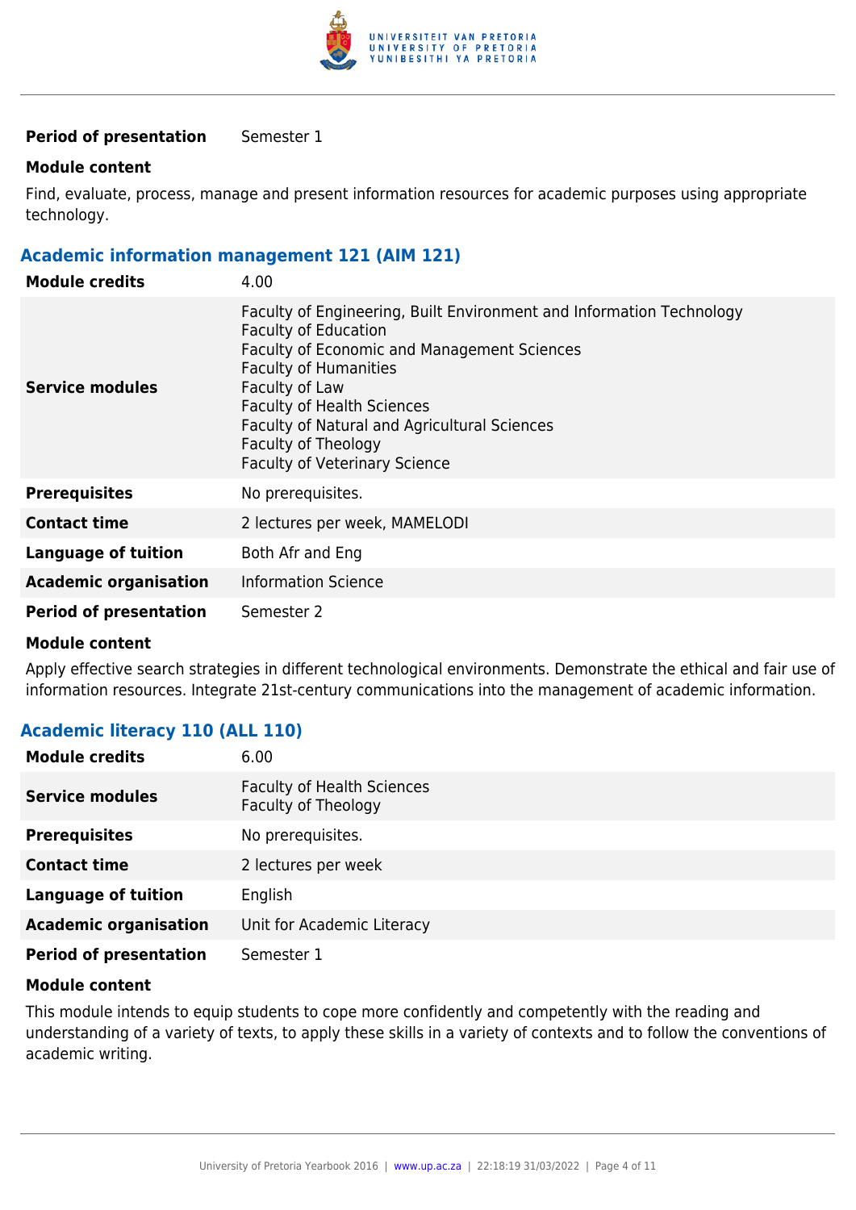| | |
|---|---|
| **Period of presentation** | Semester 1 |

**Module content**

Find, evaluate, process, manage and present information resources for academic purposes using appropriate technology.

### Academic information management 121 (AIM 121)

| | |
|---|---|
| **Module credits** | 4.00 |
| **Service modules** | Faculty of Engineering, Built Environment and Information Technology<br>Faculty of Education<br>Faculty of Economic and Management Sciences<br>Faculty of Humanities<br>Faculty of Law<br>Faculty of Health Sciences<br>Faculty of Natural and Agricultural Sciences<br>Faculty of Theology<br>Faculty of Veterinary Science |
| **Prerequisites** | No prerequisites. |
| **Contact time** | 2 lectures per week, MAMELODI |
| **Language of tuition** | Both Afr and Eng |
| **Academic organisation** | Information Science |
| **Period of presentation** | Semester 2 |

**Module content**

Apply effective search strategies in different technological environments. Demonstrate the ethical and fair use of information resources. Integrate 21st-century communications into the management of academic information.

### Academic literacy 110 (ALL 110)

| | |
|---|---|
| **Module credits** | 6.00 |
| **Service modules** | Faculty of Health Sciences<br>Faculty of Theology |
| **Prerequisites** | No prerequisites. |
| **Contact time** | 2 lectures per week |
| **Language of tuition** | English |
| **Academic organisation** | Unit for Academic Literacy |
| **Period of presentation** | Semester 1 |

**Module content**

This module intends to equip students to cope more confidently and competently with the reading and understanding of a variety of texts, to apply these skills in a variety of contexts and to follow the conventions of academic writing.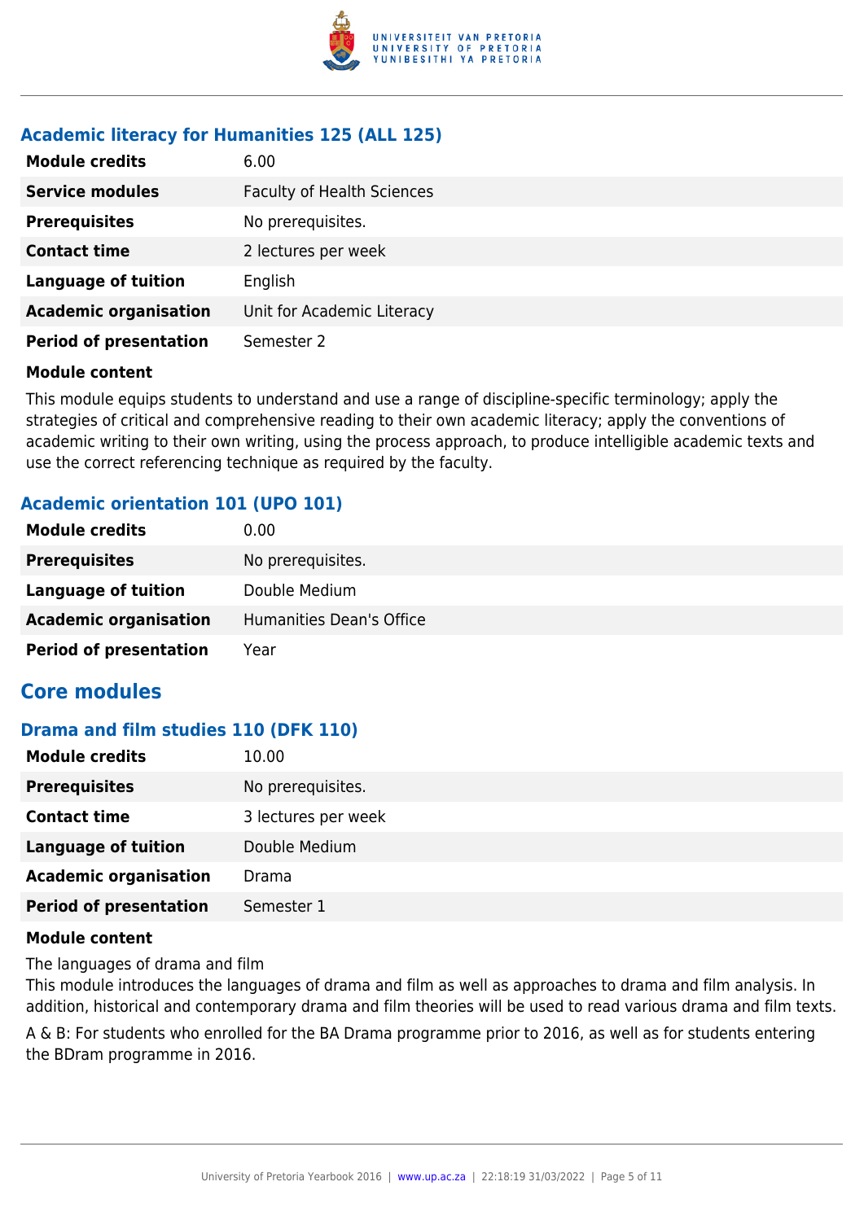### Academic literacy for Humanities 125 (ALL 125)

| | |
|---|---|
| **Module credits** | 6.00 |
| **Service modules** | Faculty of Health Sciences |
| **Prerequisites** | No prerequisites. |
| **Contact time** | 2 lectures per week |
| **Language of tuition** | English |
| **Academic organisation** | Unit for Academic Literacy |
| **Period of presentation** | Semester 2 |

**Module content**

This module equips students to understand and use a range of discipline-specific terminology; apply the strategies of critical and comprehensive reading to their own academic literacy; apply the conventions of academic writing to their own writing, using the process approach, to produce intelligible academic texts and use the correct referencing technique as required by the faculty.

### Academic orientation 101 (UPO 101)

| | |
|---|---|
| **Module credits** | 0.00 |
| **Prerequisites** | No prerequisites. |
| **Language of tuition** | Double Medium |
| **Academic organisation** | Humanities Dean's Office |
| **Period of presentation** | Year |

## Core modules

### Drama and film studies 110 (DFK 110)

| | |
|---|---|
| **Module credits** | 10.00 |
| **Prerequisites** | No prerequisites. |
| **Contact time** | 3 lectures per week |
| **Language of tuition** | Double Medium |
| **Academic organisation** | Drama |
| **Period of presentation** | Semester 1 |

**Module content**

The languages of drama and film

This module introduces the languages of drama and film as well as approaches to drama and film analysis. In addition, historical and contemporary drama and film theories will be used to read various drama and film texts.

A & B: For students who enrolled for the BA Drama programme prior to 2016, as well as for students entering the BDram programme in 2016.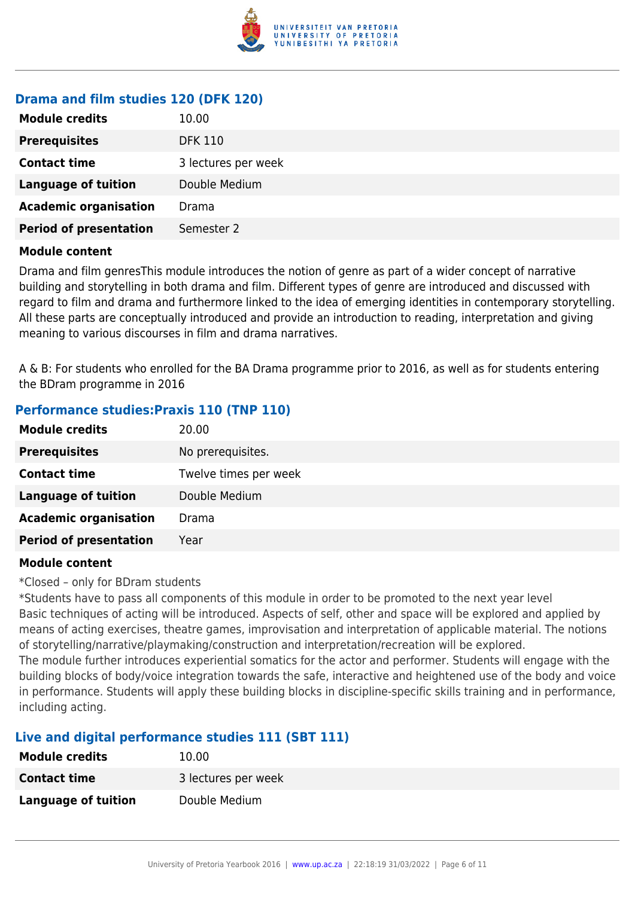### Drama and film studies 120 (DFK 120)

| | |
|---|---|
| **Module credits** | 10.00 |
| **Prerequisites** | DFK 110 |
| **Contact time** | 3 lectures per week |
| **Language of tuition** | Double Medium |
| **Academic organisation** | Drama |
| **Period of presentation** | Semester 2 |

**Module content**

Drama and film genresThis module introduces the notion of genre as part of a wider concept of narrative building and storytelling in both drama and film. Different types of genre are introduced and discussed with regard to film and drama and furthermore linked to the idea of emerging identities in contemporary storytelling. All these parts are conceptually introduced and provide an introduction to reading, interpretation and giving meaning to various discourses in film and drama narratives.

A & B: For students who enrolled for the BA Drama programme prior to 2016, as well as for students entering the BDram programme in 2016

### Performance studies:Praxis 110 (TNP 110)

| | |
|---|---|
| **Module credits** | 20.00 |
| **Prerequisites** | No prerequisites. |
| **Contact time** | Twelve times per week |
| **Language of tuition** | Double Medium |
| **Academic organisation** | Drama |
| **Period of presentation** | Year |

**Module content**

*Closed – only for BDram students
*Students have to pass all components of this module in order to be promoted to the next year level
Basic techniques of acting will be introduced. Aspects of self, other and space will be explored and applied by means of acting exercises, theatre games, improvisation and interpretation of applicable material. The notions of storytelling/narrative/playmaking/construction and interpretation/recreation will be explored.
The module further introduces experiential somatics for the actor and performer. Students will engage with the building blocks of body/voice integration towards the safe, interactive and heightened use of the body and voice in performance. Students will apply these building blocks in discipline-specific skills training and in performance, including acting.

### Live and digital performance studies 111 (SBT 111)

| | |
|---|---|
| **Module credits** | 10.00 |
| **Contact time** | 3 lectures per week |
| **Language of tuition** | Double Medium |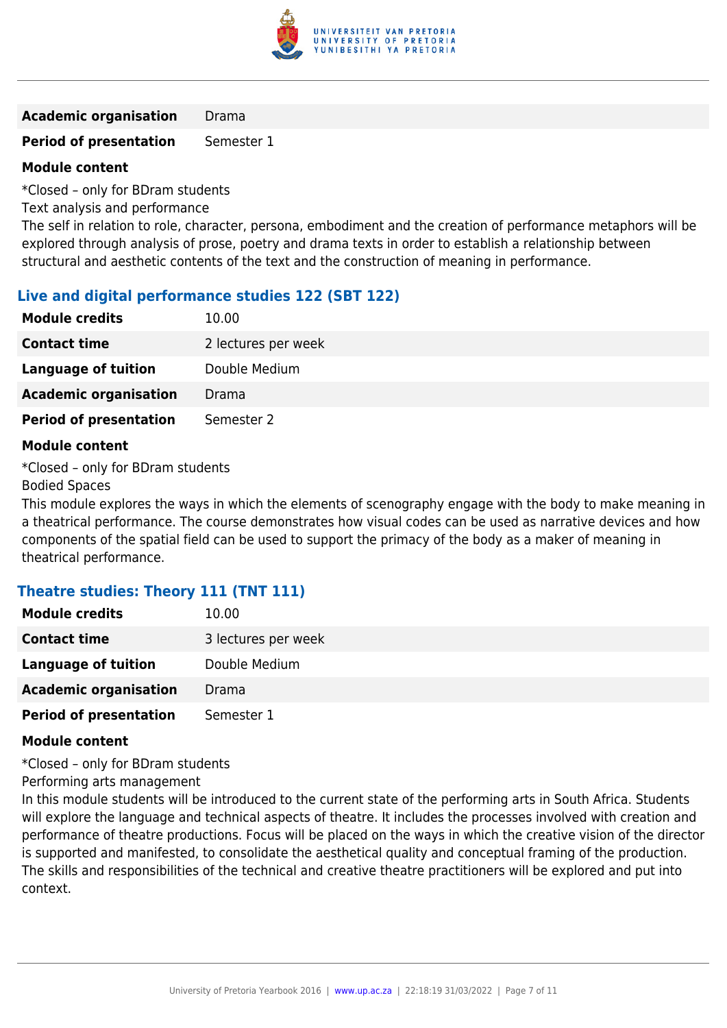| | |
|---|---|
| **Academic organisation** | Drama |
| **Period of presentation** | Semester 1 |

**Module content**

*Closed – only for BDram students
Text analysis and performance
The self in relation to role, character, persona, embodiment and the creation of performance metaphors will be explored through analysis of prose, poetry and drama texts in order to establish a relationship between structural and aesthetic contents of the text and the construction of meaning in performance.

### Live and digital performance studies 122 (SBT 122)

| | |
|---|---|
| **Module credits** | 10.00 |
| **Contact time** | 2 lectures per week |
| **Language of tuition** | Double Medium |
| **Academic organisation** | Drama |
| **Period of presentation** | Semester 2 |

**Module content**

*Closed – only for BDram students
Bodied Spaces
This module explores the ways in which the elements of scenography engage with the body to make meaning in a theatrical performance. The course demonstrates how visual codes can be used as narrative devices and how components of the spatial field can be used to support the primacy of the body as a maker of meaning in theatrical performance.

### Theatre studies: Theory 111 (TNT 111)

| | |
|---|---|
| **Module credits** | 10.00 |
| **Contact time** | 3 lectures per week |
| **Language of tuition** | Double Medium |
| **Academic organisation** | Drama |
| **Period of presentation** | Semester 1 |

**Module content**

*Closed – only for BDram students
Performing arts management
In this module students will be introduced to the current state of the performing arts in South Africa. Students will explore the language and technical aspects of theatre. It includes the processes involved with creation and performance of theatre productions. Focus will be placed on the ways in which the creative vision of the director is supported and manifested, to consolidate the aesthetical quality and conceptual framing of the production. The skills and responsibilities of the technical and creative theatre practitioners will be explored and put into context.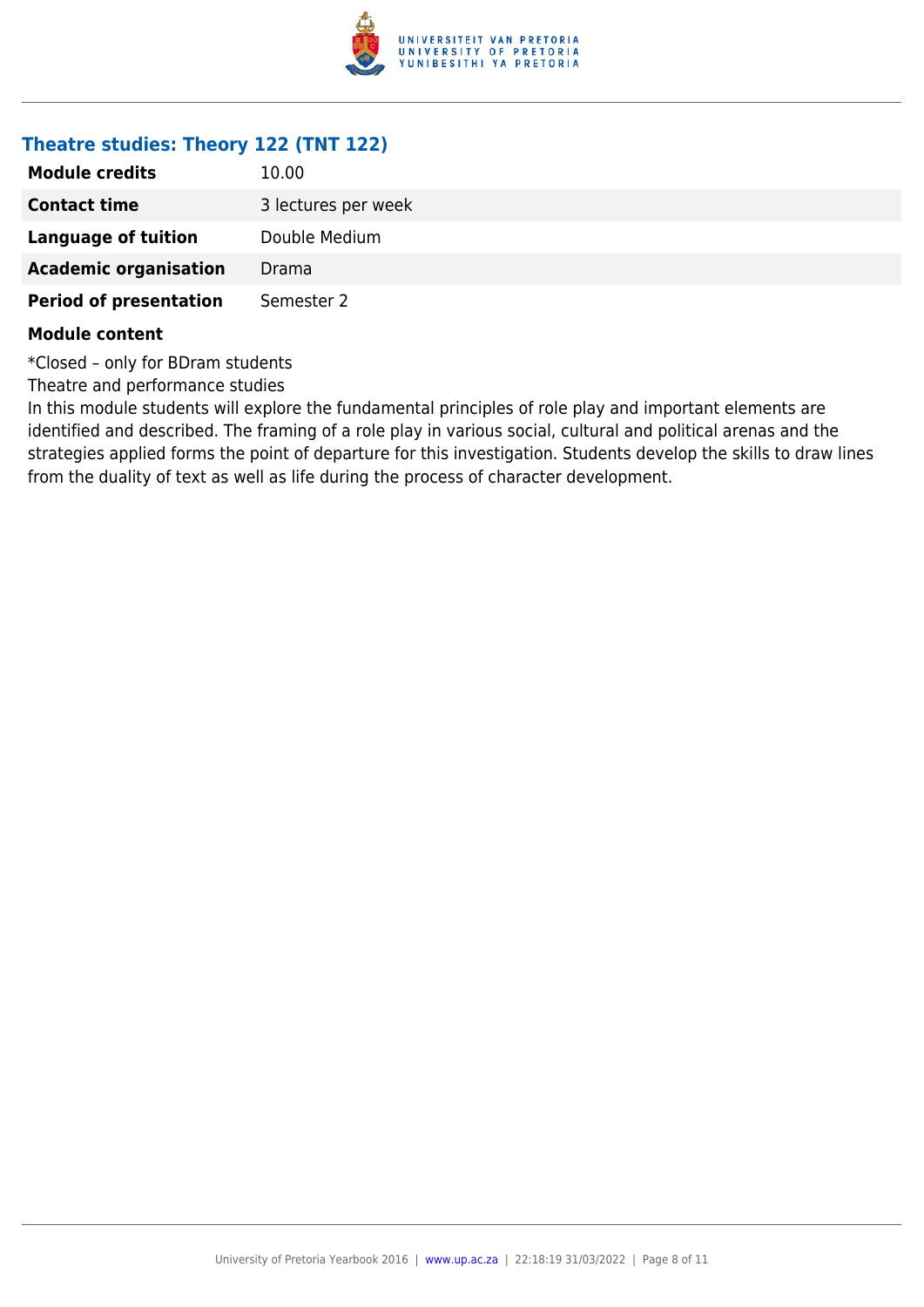### Theatre studies: Theory 122 (TNT 122)

| | |
|---|---|
| **Module credits** | 10.00 |
| **Contact time** | 3 lectures per week |
| **Language of tuition** | Double Medium |
| **Academic organisation** | Drama |
| **Period of presentation** | Semester 2 |

**Module content**

*Closed – only for BDram students

Theatre and performance studies

In this module students will explore the fundamental principles of role play and important elements are identified and described. The framing of a role play in various social, cultural and political arenas and the strategies applied forms the point of departure for this investigation. Students develop the skills to draw lines from the duality of text as well as life during the process of character development.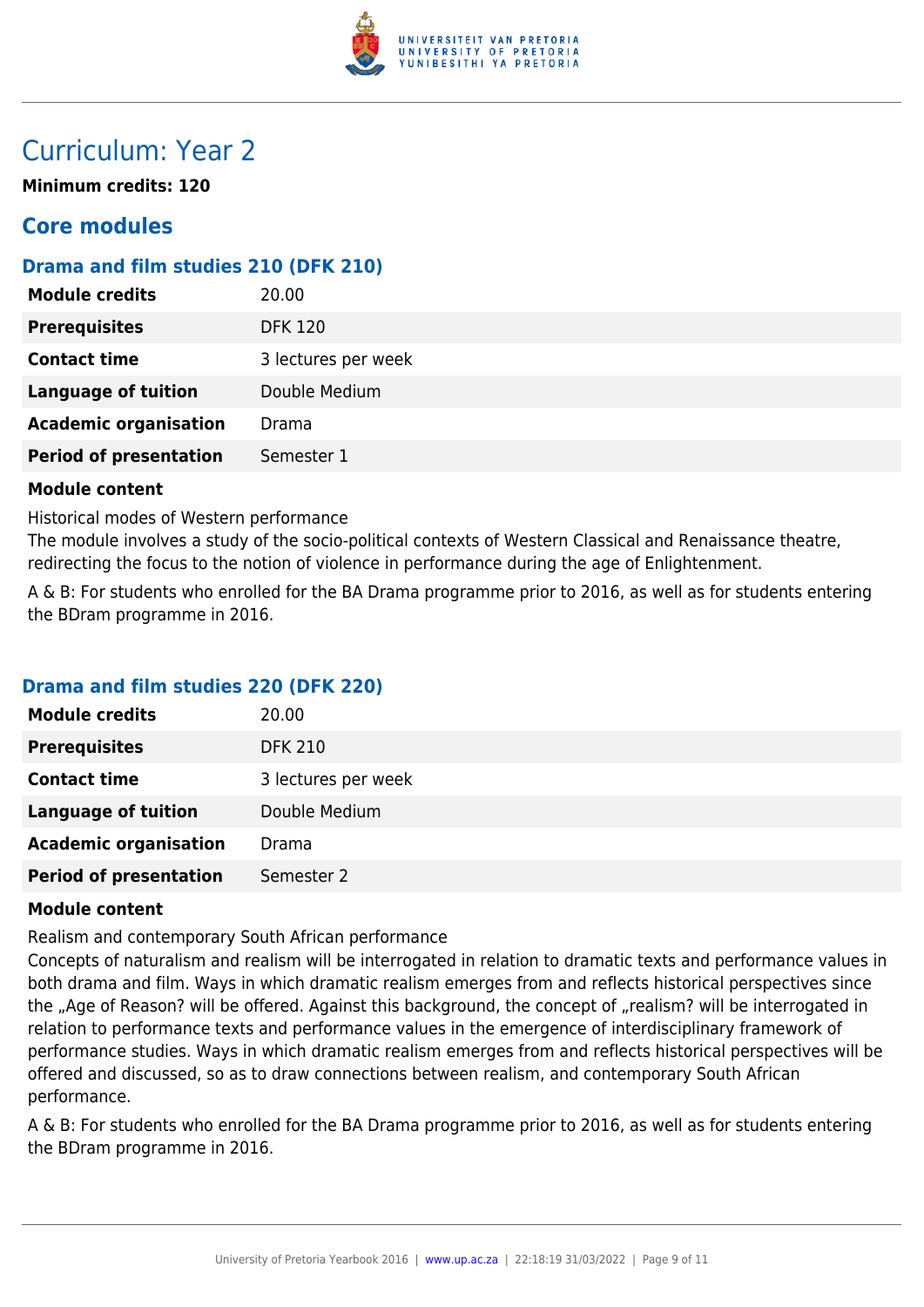# Curriculum: Year 2

**Minimum credits: 120**

## Core modules

### Drama and film studies 210 (DFK 210)

| | |
|---|---|
| **Module credits** | 20.00 |
| **Prerequisites** | DFK 120 |
| **Contact time** | 3 lectures per week |
| **Language of tuition** | Double Medium |
| **Academic organisation** | Drama |
| **Period of presentation** | Semester 1 |

**Module content**

Historical modes of Western performance
The module involves a study of the socio-political contexts of Western Classical and Renaissance theatre, redirecting the focus to the notion of violence in performance during the age of Enlightenment.

A & B: For students who enrolled for the BA Drama programme prior to 2016, as well as for students entering the BDram programme in 2016.

### Drama and film studies 220 (DFK 220)

| | |
|---|---|
| **Module credits** | 20.00 |
| **Prerequisites** | DFK 210 |
| **Contact time** | 3 lectures per week |
| **Language of tuition** | Double Medium |
| **Academic organisation** | Drama |
| **Period of presentation** | Semester 2 |

**Module content**

Realism and contemporary South African performance
Concepts of naturalism and realism will be interrogated in relation to dramatic texts and performance values in both drama and film. Ways in which dramatic realism emerges from and reflects historical perspectives since the „Age of Reason? will be offered. Against this background, the concept of „realism? will be interrogated in relation to performance texts and performance values in the emergence of interdisciplinary framework of performance studies. Ways in which dramatic realism emerges from and reflects historical perspectives will be offered and discussed, so as to draw connections between realism, and contemporary South African performance.

A & B: For students who enrolled for the BA Drama programme prior to 2016, as well as for students entering the BDram programme in 2016.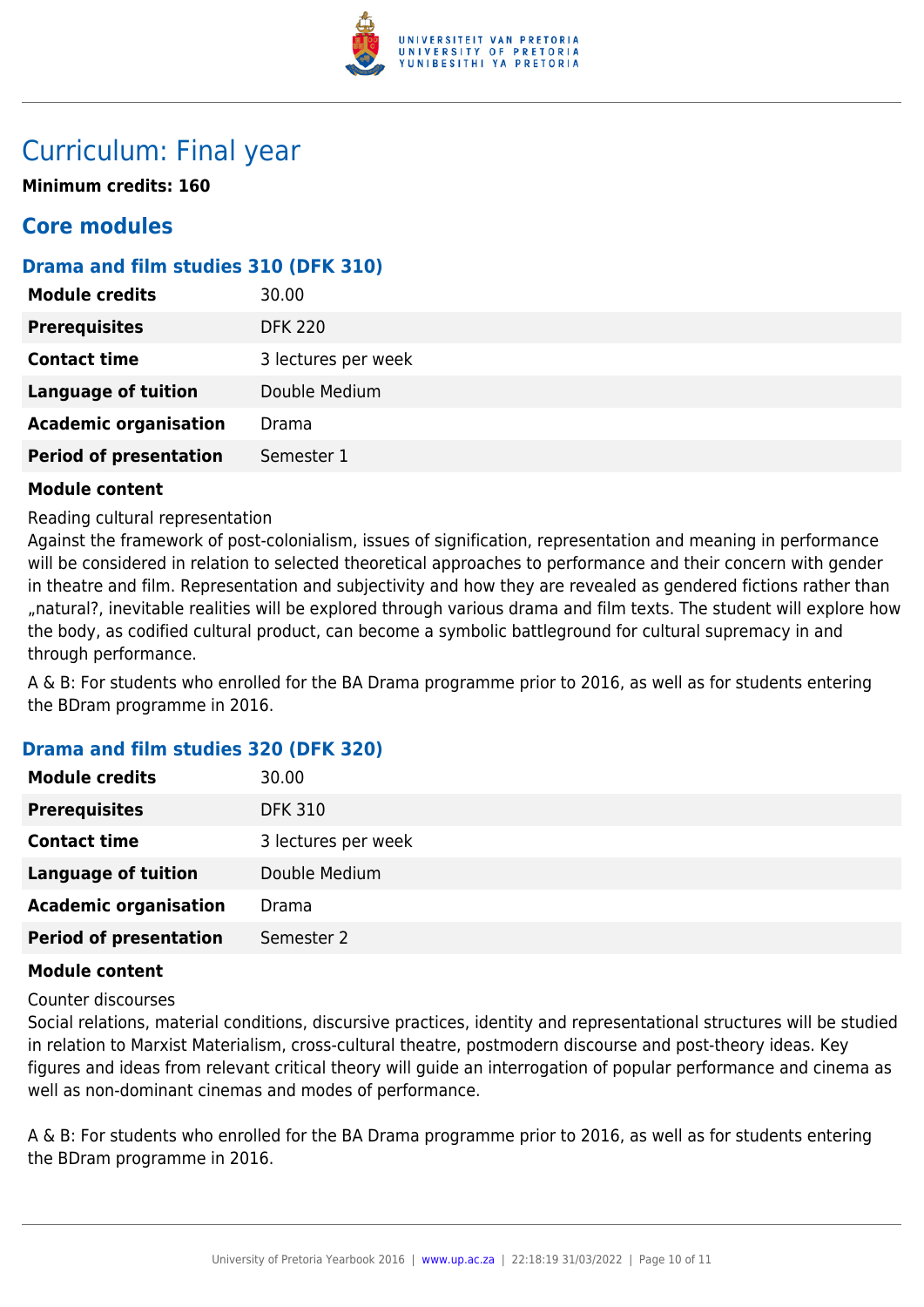# Curriculum: Final year

**Minimum credits: 160**

## Core modules

### Drama and film studies 310 (DFK 310)

| | |
|---|---|
| **Module credits** | 30.00 |
| **Prerequisites** | DFK 220 |
| **Contact time** | 3 lectures per week |
| **Language of tuition** | Double Medium |
| **Academic organisation** | Drama |
| **Period of presentation** | Semester 1 |

**Module content**

Reading cultural representation
Against the framework of post-colonialism, issues of signification, representation and meaning in performance will be considered in relation to selected theoretical approaches to performance and their concern with gender in theatre and film. Representation and subjectivity and how they are revealed as gendered fictions rather than „natural?, inevitable realities will be explored through various drama and film texts. The student will explore how the body, as codified cultural product, can become a symbolic battleground for cultural supremacy in and through performance.

A & B: For students who enrolled for the BA Drama programme prior to 2016, as well as for students entering the BDram programme in 2016.

### Drama and film studies 320 (DFK 320)

| | |
|---|---|
| **Module credits** | 30.00 |
| **Prerequisites** | DFK 310 |
| **Contact time** | 3 lectures per week |
| **Language of tuition** | Double Medium |
| **Academic organisation** | Drama |
| **Period of presentation** | Semester 2 |

**Module content**

Counter discourses
Social relations, material conditions, discursive practices, identity and representational structures will be studied in relation to Marxist Materialism, cross-cultural theatre, postmodern discourse and post-theory ideas. Key figures and ideas from relevant critical theory will guide an interrogation of popular performance and cinema as well as non-dominant cinemas and modes of performance.

A & B: For students who enrolled for the BA Drama programme prior to 2016, as well as for students entering the BDram programme in 2016.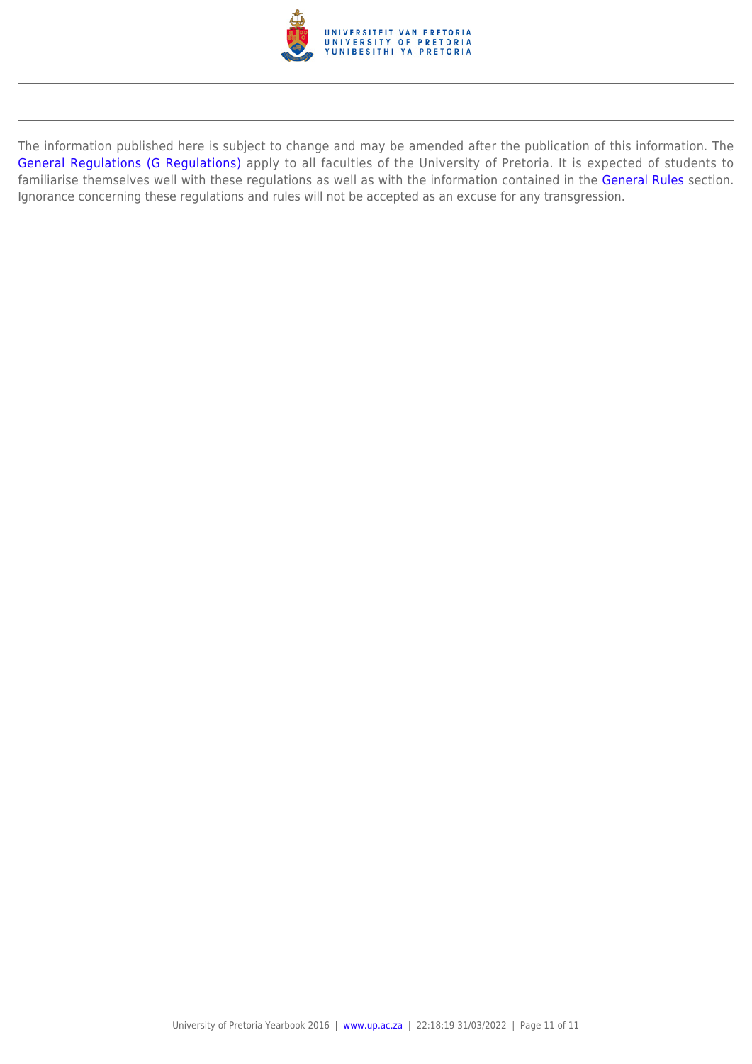The information published here is subject to change and may be amended after the publication of this information. The General Regulations (G Regulations) apply to all faculties of the University of Pretoria. It is expected of students to familiarise themselves well with these regulations as well as with the information contained in the General Rules section. Ignorance concerning these regulations and rules will not be accepted as an excuse for any transgression.